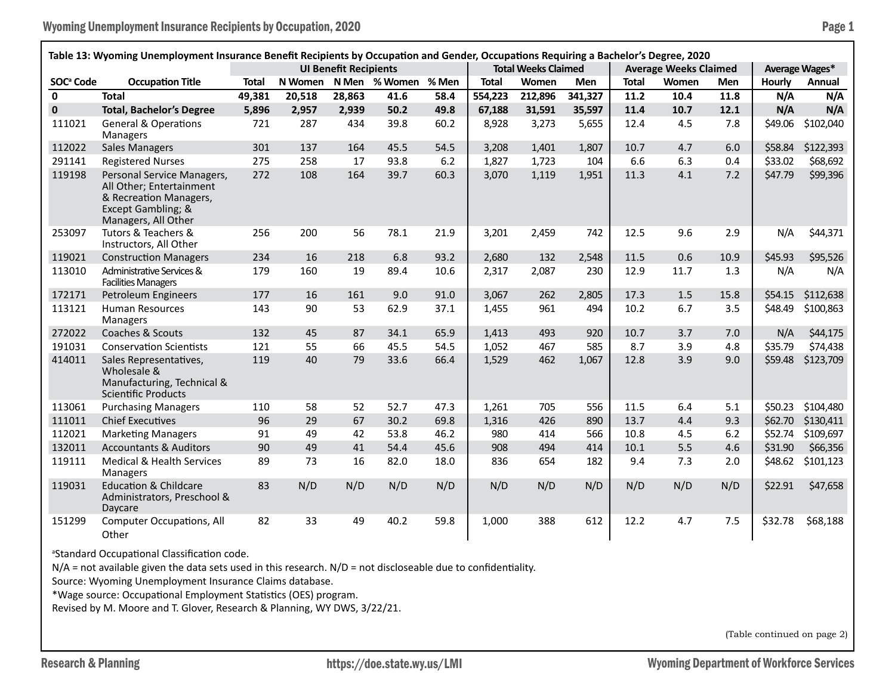**Table 13: Wyoming Unemployment Insurance Benefit Recipients by Occupation and Gender, Occupations Requiring a Bachelor's Degree, 2020**

| | | UI Benefit Recipients | | | | | Total Weeks Claimed | | | Average Weeks Claimed | | | Average Wages* | |
|---|---|---|---|---|---|---|---|---|---|---|---|---|---|---|
| SOC[a] Code | Occupation Title | Total | N Women | N Men | % Women | % Men | Total | Women | Men | Total | Women | Men | Hourly | Annual |
| **0** | **Total** | **49,381** | **20,518** | **28,863** | **41.6** | **58.4** | **554,223** | **212,896** | **341,327** | **11.2** | **10.4** | **11.8** | **N/A** | **N/A** |
| **0** | **Total, Bachelor's Degree** | **5,896** | **2,957** | **2,939** | **50.2** | **49.8** | **67,188** | **31,591** | **35,597** | **11.4** | **10.7** | **12.1** | **N/A** | **N/A** |
| 111021 | General & Operations Managers | 721 | 287 | 434 | 39.8 | 60.2 | 8,928 | 3,273 | 5,655 | 12.4 | 4.5 | 7.8 | $49.06 | $102,040 |
| 112022 | Sales Managers | 301 | 137 | 164 | 45.5 | 54.5 | 3,208 | 1,401 | 1,807 | 10.7 | 4.7 | 6.0 | $58.84 | $122,393 |
| 291141 | Registered Nurses | 275 | 258 | 17 | 93.8 | 6.2 | 1,827 | 1,723 | 104 | 6.6 | 6.3 | 0.4 | $33.02 | $68,692 |
| 119198 | Personal Service Managers, All Other; Entertainment & Recreation Managers, Except Gambling; & Managers, All Other | 272 | 108 | 164 | 39.7 | 60.3 | 3,070 | 1,119 | 1,951 | 11.3 | 4.1 | 7.2 | $47.79 | $99,396 |
| 253097 | Tutors & Teachers & Instructors, All Other | 256 | 200 | 56 | 78.1 | 21.9 | 3,201 | 2,459 | 742 | 12.5 | 9.6 | 2.9 | N/A | $44,371 |
| 119021 | Construction Managers | 234 | 16 | 218 | 6.8 | 93.2 | 2,680 | 132 | 2,548 | 11.5 | 0.6 | 10.9 | $45.93 | $95,526 |
| 113010 | Administrative Services & Facilities Managers | 179 | 160 | 19 | 89.4 | 10.6 | 2,317 | 2,087 | 230 | 12.9 | 11.7 | 1.3 | N/A | N/A |
| 172171 | Petroleum Engineers | 177 | 16 | 161 | 9.0 | 91.0 | 3,067 | 262 | 2,805 | 17.3 | 1.5 | 15.8 | $54.15 | $112,638 |
| 113121 | Human Resources Managers | 143 | 90 | 53 | 62.9 | 37.1 | 1,455 | 961 | 494 | 10.2 | 6.7 | 3.5 | $48.49 | $100,863 |
| 272022 | Coaches & Scouts | 132 | 45 | 87 | 34.1 | 65.9 | 1,413 | 493 | 920 | 10.7 | 3.7 | 7.0 | N/A | $44,175 |
| 191031 | Conservation Scientists | 121 | 55 | 66 | 45.5 | 54.5 | 1,052 | 467 | 585 | 8.7 | 3.9 | 4.8 | $35.79 | $74,438 |
| 414011 | Sales Representatives, Wholesale & Manufacturing, Technical & Scientific Products | 119 | 40 | 79 | 33.6 | 66.4 | 1,529 | 462 | 1,067 | 12.8 | 3.9 | 9.0 | $59.48 | $123,709 |
| 113061 | Purchasing Managers | 110 | 58 | 52 | 52.7 | 47.3 | 1,261 | 705 | 556 | 11.5 | 6.4 | 5.1 | $50.23 | $104,480 |
| 111011 | Chief Executives | 96 | 29 | 67 | 30.2 | 69.8 | 1,316 | 426 | 890 | 13.7 | 4.4 | 9.3 | $62.70 | $130,411 |
| 112021 | Marketing Managers | 91 | 49 | 42 | 53.8 | 46.2 | 980 | 414 | 566 | 10.8 | 4.5 | 6.2 | $52.74 | $109,697 |
| 132011 | Accountants & Auditors | 90 | 49 | 41 | 54.4 | 45.6 | 908 | 494 | 414 | 10.1 | 5.5 | 4.6 | $31.90 | $66,356 |
| 119111 | Medical & Health Services Managers | 89 | 73 | 16 | 82.0 | 18.0 | 836 | 654 | 182 | 9.4 | 7.3 | 2.0 | $48.62 | $101,123 |
| 119031 | Education & Childcare Administrators, Preschool & Daycare | 83 | N/D | N/D | N/D | N/D | N/D | N/D | N/D | N/D | N/D | N/D | $22.91 | $47,658 |
| 151299 | Computer Occupations, All Other | 82 | 33 | 49 | 40.2 | 59.8 | 1,000 | 388 | 612 | 12.2 | 4.7 | 7.5 | $32.78 | $68,188 |

[a]Standard Occupational Classification code.

N/A = not available given the data sets used in this research. N/D = not discloseable due to confidentiality.

Source: Wyoming Unemployment Insurance Claims database.

*Wage source: Occupational Employment Statistics (OES) program.

Revised by M. Moore and T. Glover, Research & Planning, WY DWS, 3/22/21.

(Table continued on page 2)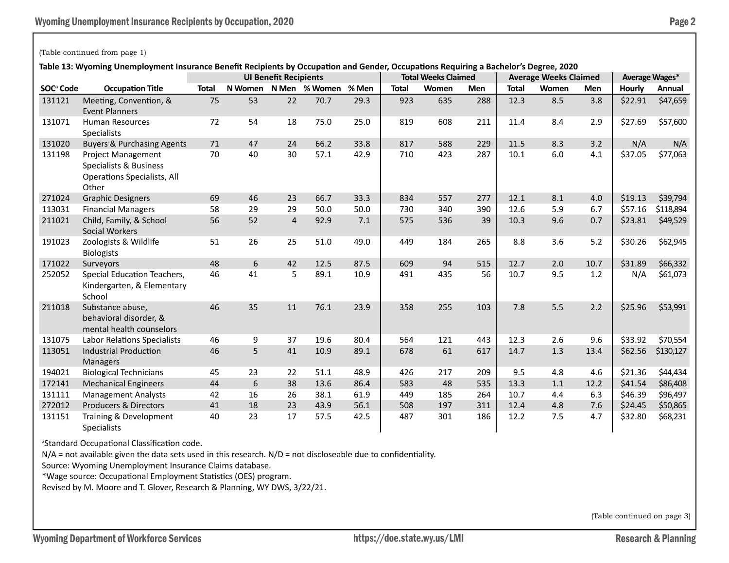(Table continued from page 1)

**Table 13: Wyoming Unemployment Insurance Benefit Recipients by Occupation and Gender, Occupations Requiring a Bachelor's Degree, 2020**

| | | UI Benefit Recipients | | | | | Total Weeks Claimed | | | Average Weeks Claimed | | | Average Wages* | |
|---|---|---|---|---|---|---|---|---|---|---|---|---|---|---|
| SOC[a] Code | Occupation Title | Total | N Women | N Men | % Women | % Men | Total | Women | Men | Total | Women | Men | Hourly | Annual |
| 131121 | Meeting, Convention, & Event Planners | 75 | 53 | 22 | 70.7 | 29.3 | 923 | 635 | 288 | 12.3 | 8.5 | 3.8 | $22.91 | $47,659 |
| 131071 | Human Resources Specialists | 72 | 54 | 18 | 75.0 | 25.0 | 819 | 608 | 211 | 11.4 | 8.4 | 2.9 | $27.69 | $57,600 |
| 131020 | Buyers & Purchasing Agents | 71 | 47 | 24 | 66.2 | 33.8 | 817 | 588 | 229 | 11.5 | 8.3 | 3.2 | N/A | N/A |
| 131198 | Project Management Specialists & Business Operations Specialists, All Other | 70 | 40 | 30 | 57.1 | 42.9 | 710 | 423 | 287 | 10.1 | 6.0 | 4.1 | $37.05 | $77,063 |
| 271024 | Graphic Designers | 69 | 46 | 23 | 66.7 | 33.3 | 834 | 557 | 277 | 12.1 | 8.1 | 4.0 | $19.13 | $39,794 |
| 113031 | Financial Managers | 58 | 29 | 29 | 50.0 | 50.0 | 730 | 340 | 390 | 12.6 | 5.9 | 6.7 | $57.16 | $118,894 |
| 211021 | Child, Family, & School Social Workers | 56 | 52 | 4 | 92.9 | 7.1 | 575 | 536 | 39 | 10.3 | 9.6 | 0.7 | $23.81 | $49,529 |
| 191023 | Zoologists & Wildlife Biologists | 51 | 26 | 25 | 51.0 | 49.0 | 449 | 184 | 265 | 8.8 | 3.6 | 5.2 | $30.26 | $62,945 |
| 171022 | Surveyors | 48 | 6 | 42 | 12.5 | 87.5 | 609 | 94 | 515 | 12.7 | 2.0 | 10.7 | $31.89 | $66,332 |
| 252052 | Special Education Teachers, Kindergarten, & Elementary School | 46 | 41 | 5 | 89.1 | 10.9 | 491 | 435 | 56 | 10.7 | 9.5 | 1.2 | N/A | $61,073 |
| 211018 | Substance abuse, behavioral disorder, & mental health counselors | 46 | 35 | 11 | 76.1 | 23.9 | 358 | 255 | 103 | 7.8 | 5.5 | 2.2 | $25.96 | $53,991 |
| 131075 | Labor Relations Specialists | 46 | 9 | 37 | 19.6 | 80.4 | 564 | 121 | 443 | 12.3 | 2.6 | 9.6 | $33.92 | $70,554 |
| 113051 | Industrial Production Managers | 46 | 5 | 41 | 10.9 | 89.1 | 678 | 61 | 617 | 14.7 | 1.3 | 13.4 | $62.56 | $130,127 |
| 194021 | Biological Technicians | 45 | 23 | 22 | 51.1 | 48.9 | 426 | 217 | 209 | 9.5 | 4.8 | 4.6 | $21.36 | $44,434 |
| 172141 | Mechanical Engineers | 44 | 6 | 38 | 13.6 | 86.4 | 583 | 48 | 535 | 13.3 | 1.1 | 12.2 | $41.54 | $86,408 |
| 131111 | Management Analysts | 42 | 16 | 26 | 38.1 | 61.9 | 449 | 185 | 264 | 10.7 | 4.4 | 6.3 | $46.39 | $96,497 |
| 272012 | Producers & Directors | 41 | 18 | 23 | 43.9 | 56.1 | 508 | 197 | 311 | 12.4 | 4.8 | 7.6 | $24.45 | $50,865 |
| 131151 | Training & Development Specialists | 40 | 23 | 17 | 57.5 | 42.5 | 487 | 301 | 186 | 12.2 | 7.5 | 4.7 | $32.80 | $68,231 |

[a]Standard Occupational Classification code.

N/A = not available given the data sets used in this research. N/D = not discloseable due to confidentiality.

Source: Wyoming Unemployment Insurance Claims database.

*Wage source: Occupational Employment Statistics (OES) program.

Revised by M. Moore and T. Glover, Research & Planning, WY DWS, 3/22/21.

(Table continued on page 3)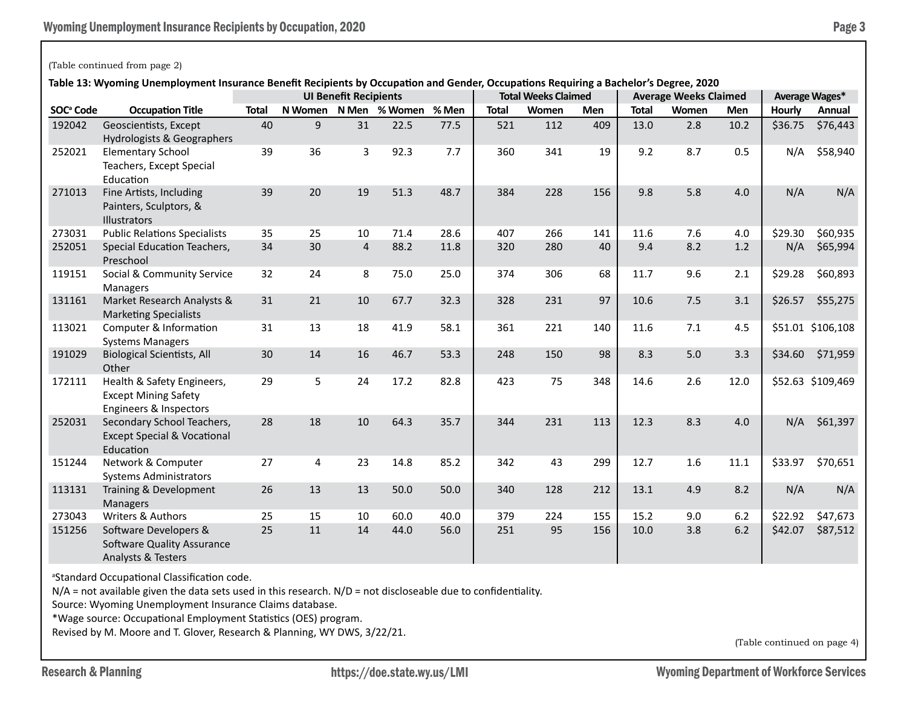(Table continued from page 2)

**Table 13: Wyoming Unemployment Insurance Benefit Recipients by Occupation and Gender, Occupations Requiring a Bachelor's Degree, 2020**

| | | UI Benefit Recipients | | | | | Total Weeks Claimed | | | Average Weeks Claimed | | | Average Wages* | |
|---|---|---|---|---|---|---|---|---|---|---|---|---|---|---|
| SOC[a] Code | Occupation Title | Total | N Women | N Men | % Women | % Men | Total | Women | Men | Total | Women | Men | Hourly | Annual |
| 192042 | Geoscientists, Except Hydrologists & Geographers | 40 | 9 | 31 | 22.5 | 77.5 | 521 | 112 | 409 | 13.0 | 2.8 | 10.2 | $36.75 | $76,443 |
| 252021 | Elementary School Teachers, Except Special Education | 39 | 36 | 3 | 92.3 | 7.7 | 360 | 341 | 19 | 9.2 | 8.7 | 0.5 | N/A | $58,940 |
| 271013 | Fine Artists, Including Painters, Sculptors, & Illustrators | 39 | 20 | 19 | 51.3 | 48.7 | 384 | 228 | 156 | 9.8 | 5.8 | 4.0 | N/A | N/A |
| 273031 | Public Relations Specialists | 35 | 25 | 10 | 71.4 | 28.6 | 407 | 266 | 141 | 11.6 | 7.6 | 4.0 | $29.30 | $60,935 |
| 252051 | Special Education Teachers, Preschool | 34 | 30 | 4 | 88.2 | 11.8 | 320 | 280 | 40 | 9.4 | 8.2 | 1.2 | N/A | $65,994 |
| 119151 | Social & Community Service Managers | 32 | 24 | 8 | 75.0 | 25.0 | 374 | 306 | 68 | 11.7 | 9.6 | 2.1 | $29.28 | $60,893 |
| 131161 | Market Research Analysts & Marketing Specialists | 31 | 21 | 10 | 67.7 | 32.3 | 328 | 231 | 97 | 10.6 | 7.5 | 3.1 | $26.57 | $55,275 |
| 113021 | Computer & Information Systems Managers | 31 | 13 | 18 | 41.9 | 58.1 | 361 | 221 | 140 | 11.6 | 7.1 | 4.5 | $51.01 | $106,108 |
| 191029 | Biological Scientists, All Other | 30 | 14 | 16 | 46.7 | 53.3 | 248 | 150 | 98 | 8.3 | 5.0 | 3.3 | $34.60 | $71,959 |
| 172111 | Health & Safety Engineers, Except Mining Safety Engineers & Inspectors | 29 | 5 | 24 | 17.2 | 82.8 | 423 | 75 | 348 | 14.6 | 2.6 | 12.0 | $52.63 | $109,469 |
| 252031 | Secondary School Teachers, Except Special & Vocational Education | 28 | 18 | 10 | 64.3 | 35.7 | 344 | 231 | 113 | 12.3 | 8.3 | 4.0 | N/A | $61,397 |
| 151244 | Network & Computer Systems Administrators | 27 | 4 | 23 | 14.8 | 85.2 | 342 | 43 | 299 | 12.7 | 1.6 | 11.1 | $33.97 | $70,651 |
| 113131 | Training & Development Managers | 26 | 13 | 13 | 50.0 | 50.0 | 340 | 128 | 212 | 13.1 | 4.9 | 8.2 | N/A | N/A |
| 273043 | Writers & Authors | 25 | 15 | 10 | 60.0 | 40.0 | 379 | 224 | 155 | 15.2 | 9.0 | 6.2 | $22.92 | $47,673 |
| 151256 | Software Developers & Software Quality Assurance Analysts & Testers | 25 | 11 | 14 | 44.0 | 56.0 | 251 | 95 | 156 | 10.0 | 3.8 | 6.2 | $42.07 | $87,512 |

[a]Standard Occupational Classification code.

N/A = not available given the data sets used in this research. N/D = not discloseable due to confidentiality.

Source: Wyoming Unemployment Insurance Claims database.

*Wage source: Occupational Employment Statistics (OES) program.

Revised by M. Moore and T. Glover, Research & Planning, WY DWS, 3/22/21.

(Table continued on page 4)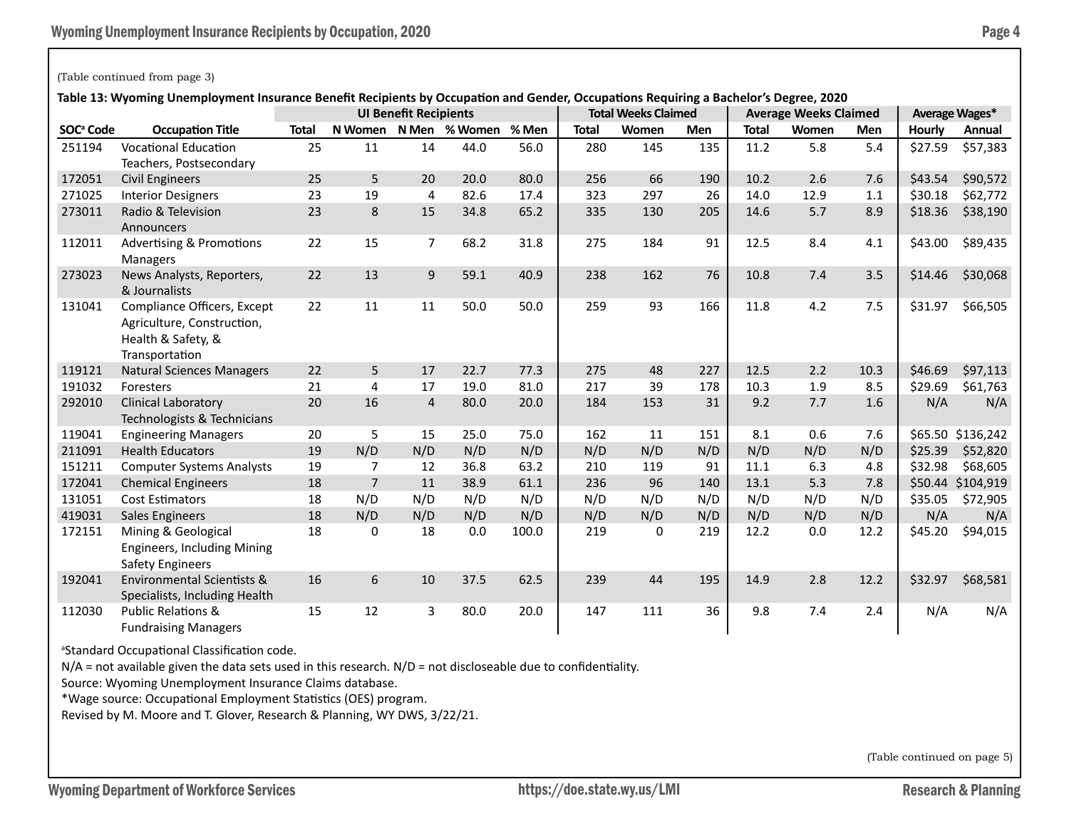(Table continued from page 3)

**Table 13: Wyoming Unemployment Insurance Benefit Recipients by Occupation and Gender, Occupations Requiring a Bachelor's Degree, 2020**

| | | UI Benefit Recipients | | | | | Total Weeks Claimed | | | Average Weeks Claimed | | | Average Wages* | |
|---|---|---|---|---|---|---|---|---|---|---|---|---|---|---|
| SOC[a] Code | Occupation Title | Total | N Women | N Men | % Women | % Men | Total | Women | Men | Total | Women | Men | Hourly | Annual |
| 251194 | Vocational Education Teachers, Postsecondary | 25 | 11 | 14 | 44.0 | 56.0 | 280 | 145 | 135 | 11.2 | 5.8 | 5.4 | $27.59 | $57,383 |
| 172051 | Civil Engineers | 25 | 5 | 20 | 20.0 | 80.0 | 256 | 66 | 190 | 10.2 | 2.6 | 7.6 | $43.54 | $90,572 |
| 271025 | Interior Designers | 23 | 19 | 4 | 82.6 | 17.4 | 323 | 297 | 26 | 14.0 | 12.9 | 1.1 | $30.18 | $62,772 |
| 273011 | Radio & Television Announcers | 23 | 8 | 15 | 34.8 | 65.2 | 335 | 130 | 205 | 14.6 | 5.7 | 8.9 | $18.36 | $38,190 |
| 112011 | Advertising & Promotions Managers | 22 | 15 | 7 | 68.2 | 31.8 | 275 | 184 | 91 | 12.5 | 8.4 | 4.1 | $43.00 | $89,435 |
| 273023 | News Analysts, Reporters, & Journalists | 22 | 13 | 9 | 59.1 | 40.9 | 238 | 162 | 76 | 10.8 | 7.4 | 3.5 | $14.46 | $30,068 |
| 131041 | Compliance Officers, Except Agriculture, Construction, Health & Safety, & Transportation | 22 | 11 | 11 | 50.0 | 50.0 | 259 | 93 | 166 | 11.8 | 4.2 | 7.5 | $31.97 | $66,505 |
| 119121 | Natural Sciences Managers | 22 | 5 | 17 | 22.7 | 77.3 | 275 | 48 | 227 | 12.5 | 2.2 | 10.3 | $46.69 | $97,113 |
| 191032 | Foresters | 21 | 4 | 17 | 19.0 | 81.0 | 217 | 39 | 178 | 10.3 | 1.9 | 8.5 | $29.69 | $61,763 |
| 292010 | Clinical Laboratory Technologists & Technicians | 20 | 16 | 4 | 80.0 | 20.0 | 184 | 153 | 31 | 9.2 | 7.7 | 1.6 | N/A | N/A |
| 119041 | Engineering Managers | 20 | 5 | 15 | 25.0 | 75.0 | 162 | 11 | 151 | 8.1 | 0.6 | 7.6 | $65.50 | $136,242 |
| 211091 | Health Educators | 19 | N/D | N/D | N/D | N/D | N/D | N/D | N/D | N/D | N/D | N/D | $25.39 | $52,820 |
| 151211 | Computer Systems Analysts | 19 | 7 | 12 | 36.8 | 63.2 | 210 | 119 | 91 | 11.1 | 6.3 | 4.8 | $32.98 | $68,605 |
| 172041 | Chemical Engineers | 18 | 7 | 11 | 38.9 | 61.1 | 236 | 96 | 140 | 13.1 | 5.3 | 7.8 | $50.44 | $104,919 |
| 131051 | Cost Estimators | 18 | N/D | N/D | N/D | N/D | N/D | N/D | N/D | N/D | N/D | N/D | $35.05 | $72,905 |
| 419031 | Sales Engineers | 18 | N/D | N/D | N/D | N/D | N/D | N/D | N/D | N/D | N/D | N/D | N/A | N/A |
| 172151 | Mining & Geological Engineers, Including Mining Safety Engineers | 18 | 0 | 18 | 0.0 | 100.0 | 219 | 0 | 219 | 12.2 | 0.0 | 12.2 | $45.20 | $94,015 |
| 192041 | Environmental Scientists & Specialists, Including Health | 16 | 6 | 10 | 37.5 | 62.5 | 239 | 44 | 195 | 14.9 | 2.8 | 12.2 | $32.97 | $68,581 |
| 112030 | Public Relations & Fundraising Managers | 15 | 12 | 3 | 80.0 | 20.0 | 147 | 111 | 36 | 9.8 | 7.4 | 2.4 | N/A | N/A |

[a]Standard Occupational Classification code.
N/A = not available given the data sets used in this research. N/D = not discloseable due to confidentiality.
Source: Wyoming Unemployment Insurance Claims database.
*Wage source: Occupational Employment Statistics (OES) program.
Revised by M. Moore and T. Glover, Research & Planning, WY DWS, 3/22/21.

(Table continued on page 5)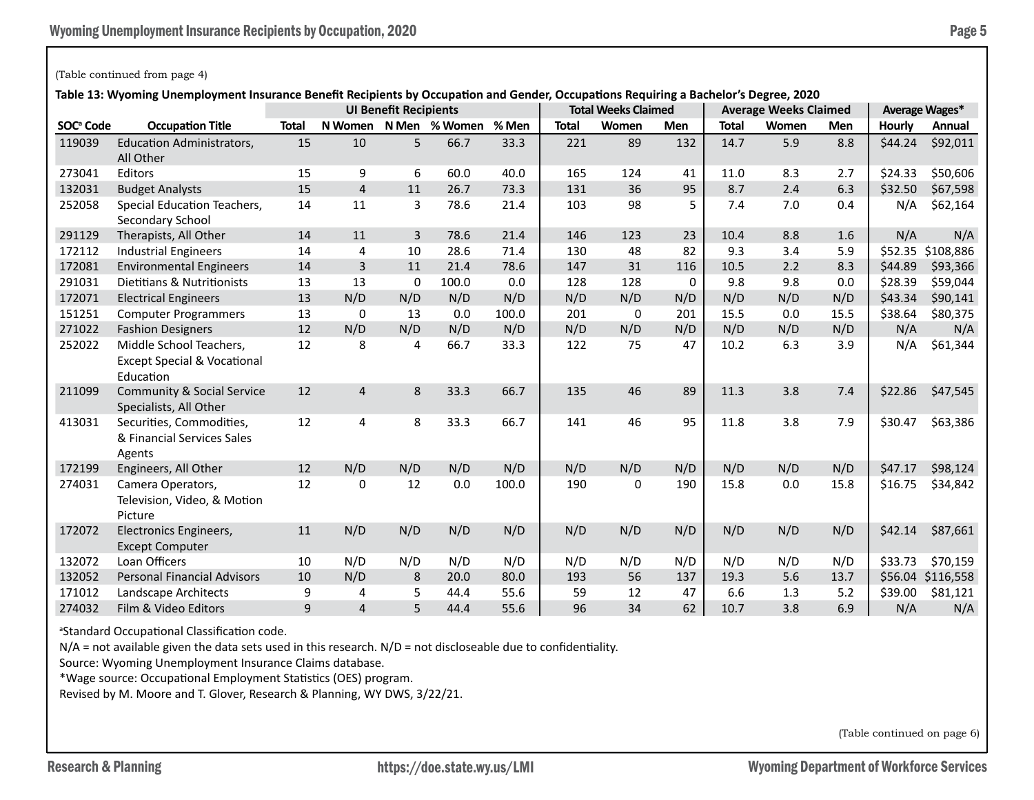(Table continued from page 4)

**Table 13: Wyoming Unemployment Insurance Benefit Recipients by Occupation and Gender, Occupations Requiring a Bachelor's Degree, 2020**

| | | UI Benefit Recipients | | | | | Total Weeks Claimed | | | Average Weeks Claimed | | | Average Wages* | |
|---|---|---|---|---|---|---|---|---|---|---|---|---|---|---|
| SOC[a] Code | Occupation Title | Total | N Women | N Men | % Women | % Men | Total | Women | Men | Total | Women | Men | Hourly | Annual |
| 119039 | Education Administrators, All Other | 15 | 10 | 5 | 66.7 | 33.3 | 221 | 89 | 132 | 14.7 | 5.9 | 8.8 | $44.24 | $92,011 |
| 273041 | Editors | 15 | 9 | 6 | 60.0 | 40.0 | 165 | 124 | 41 | 11.0 | 8.3 | 2.7 | $24.33 | $50,606 |
| 132031 | Budget Analysts | 15 | 4 | 11 | 26.7 | 73.3 | 131 | 36 | 95 | 8.7 | 2.4 | 6.3 | $32.50 | $67,598 |
| 252058 | Special Education Teachers, Secondary School | 14 | 11 | 3 | 78.6 | 21.4 | 103 | 98 | 5 | 7.4 | 7.0 | 0.4 | N/A | $62,164 |
| 291129 | Therapists, All Other | 14 | 11 | 3 | 78.6 | 21.4 | 146 | 123 | 23 | 10.4 | 8.8 | 1.6 | N/A | N/A |
| 172112 | Industrial Engineers | 14 | 4 | 10 | 28.6 | 71.4 | 130 | 48 | 82 | 9.3 | 3.4 | 5.9 | $52.35 | $108,886 |
| 172081 | Environmental Engineers | 14 | 3 | 11 | 21.4 | 78.6 | 147 | 31 | 116 | 10.5 | 2.2 | 8.3 | $44.89 | $93,366 |
| 291031 | Dietitians & Nutritionists | 13 | 13 | 0 | 100.0 | 0.0 | 128 | 128 | 0 | 9.8 | 9.8 | 0.0 | $28.39 | $59,044 |
| 172071 | Electrical Engineers | 13 | N/D | N/D | N/D | N/D | N/D | N/D | N/D | N/D | N/D | N/D | $43.34 | $90,141 |
| 151251 | Computer Programmers | 13 | 0 | 13 | 0.0 | 100.0 | 201 | 0 | 201 | 15.5 | 0.0 | 15.5 | $38.64 | $80,375 |
| 271022 | Fashion Designers | 12 | N/D | N/D | N/D | N/D | N/D | N/D | N/D | N/D | N/D | N/D | N/A | N/A |
| 252022 | Middle School Teachers, Except Special & Vocational Education | 12 | 8 | 4 | 66.7 | 33.3 | 122 | 75 | 47 | 10.2 | 6.3 | 3.9 | N/A | $61,344 |
| 211099 | Community & Social Service Specialists, All Other | 12 | 4 | 8 | 33.3 | 66.7 | 135 | 46 | 89 | 11.3 | 3.8 | 7.4 | $22.86 | $47,545 |
| 413031 | Securities, Commodities, & Financial Services Sales Agents | 12 | 4 | 8 | 33.3 | 66.7 | 141 | 46 | 95 | 11.8 | 3.8 | 7.9 | $30.47 | $63,386 |
| 172199 | Engineers, All Other | 12 | N/D | N/D | N/D | N/D | N/D | N/D | N/D | N/D | N/D | N/D | $47.17 | $98,124 |
| 274031 | Camera Operators, Television, Video, & Motion Picture | 12 | 0 | 12 | 0.0 | 100.0 | 190 | 0 | 190 | 15.8 | 0.0 | 15.8 | $16.75 | $34,842 |
| 172072 | Electronics Engineers, Except Computer | 11 | N/D | N/D | N/D | N/D | N/D | N/D | N/D | N/D | N/D | N/D | $42.14 | $87,661 |
| 132072 | Loan Officers | 10 | N/D | N/D | N/D | N/D | N/D | N/D | N/D | N/D | N/D | N/D | $33.73 | $70,159 |
| 132052 | Personal Financial Advisors | 10 | N/D | 8 | 20.0 | 80.0 | 193 | 56 | 137 | 19.3 | 5.6 | 13.7 | $56.04 | $116,558 |
| 171012 | Landscape Architects | 9 | 4 | 5 | 44.4 | 55.6 | 59 | 12 | 47 | 6.6 | 1.3 | 5.2 | $39.00 | $81,121 |
| 274032 | Film & Video Editors | 9 | 4 | 5 | 44.4 | 55.6 | 96 | 34 | 62 | 10.7 | 3.8 | 6.9 | N/A | N/A |

[a]Standard Occupational Classification code.
N/A = not available given the data sets used in this research. N/D = not discloseable due to confidentiality.
Source: Wyoming Unemployment Insurance Claims database.
*Wage source: Occupational Employment Statistics (OES) program.
Revised by M. Moore and T. Glover, Research & Planning, WY DWS, 3/22/21.

(Table continued on page 6)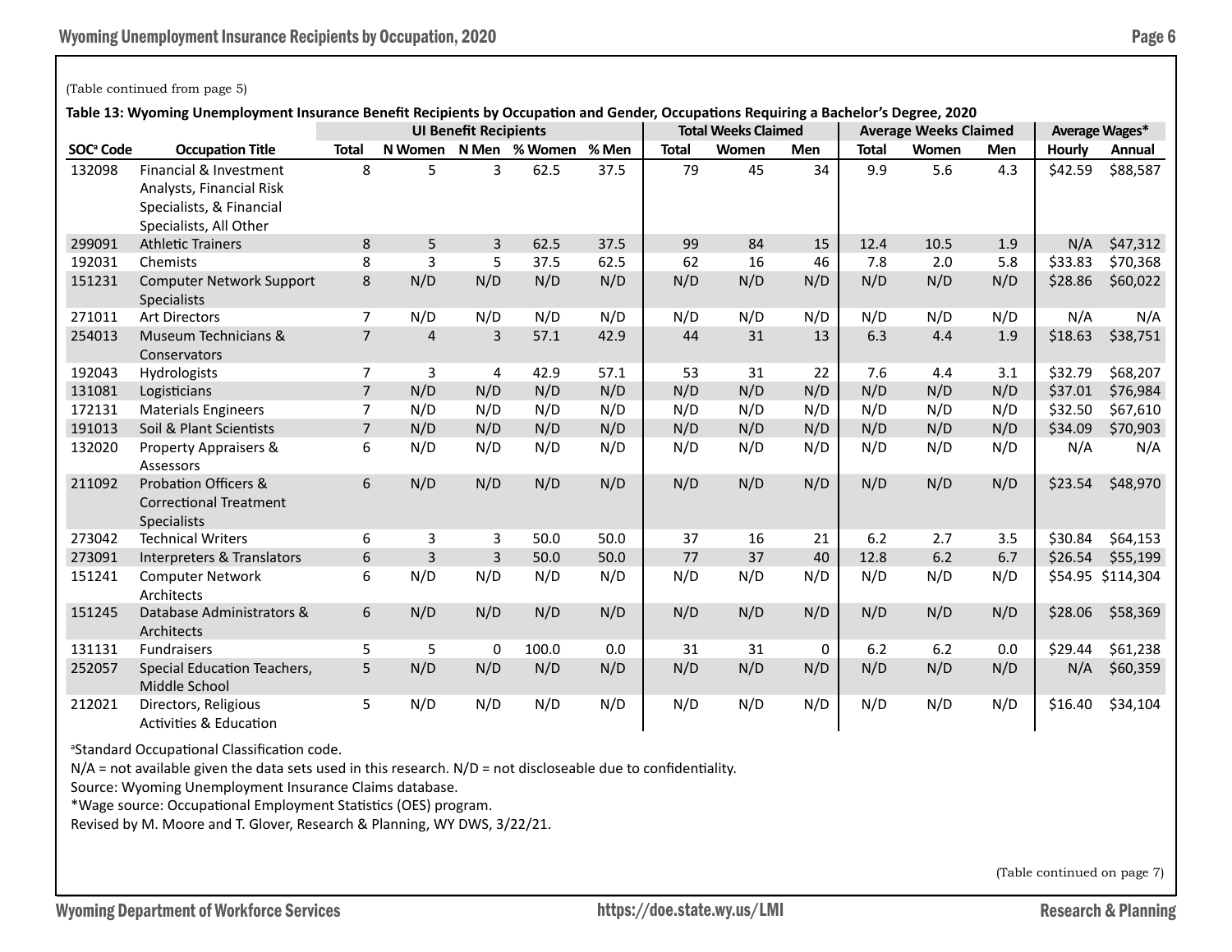(Table continued from page 5)

**Table 13: Wyoming Unemployment Insurance Benefit Recipients by Occupation and Gender, Occupations Requiring a Bachelor's Degree, 2020**

| | | UI Benefit Recipients | | | | | Total Weeks Claimed | | | Average Weeks Claimed | | | Average Wages* | |
|---|---|---|---|---|---|---|---|---|---|---|---|---|---|---|
| SOC[a] Code | Occupation Title | Total | N Women | N Men | % Women | % Men | Total | Women | Men | Total | Women | Men | Hourly | Annual |
| 132098 | Financial & Investment Analysts, Financial Risk Specialists, & Financial Specialists, All Other | 8 | 5 | 3 | 62.5 | 37.5 | 79 | 45 | 34 | 9.9 | 5.6 | 4.3 | $42.59 | $88,587 |
| 299091 | Athletic Trainers | 8 | 5 | 3 | 62.5 | 37.5 | 99 | 84 | 15 | 12.4 | 10.5 | 1.9 | N/A | $47,312 |
| 192031 | Chemists | 8 | 3 | 5 | 37.5 | 62.5 | 62 | 16 | 46 | 7.8 | 2.0 | 5.8 | $33.83 | $70,368 |
| 151231 | Computer Network Support Specialists | 8 | N/D | N/D | N/D | N/D | N/D | N/D | N/D | N/D | N/D | N/D | $28.86 | $60,022 |
| 271011 | Art Directors | 7 | N/D | N/D | N/D | N/D | N/D | N/D | N/D | N/D | N/D | N/D | N/A | N/A |
| 254013 | Museum Technicians & Conservators | 7 | 4 | 3 | 57.1 | 42.9 | 44 | 31 | 13 | 6.3 | 4.4 | 1.9 | $18.63 | $38,751 |
| 192043 | Hydrologists | 7 | 3 | 4 | 42.9 | 57.1 | 53 | 31 | 22 | 7.6 | 4.4 | 3.1 | $32.79 | $68,207 |
| 131081 | Logisticians | 7 | N/D | N/D | N/D | N/D | N/D | N/D | N/D | N/D | N/D | N/D | $37.01 | $76,984 |
| 172131 | Materials Engineers | 7 | N/D | N/D | N/D | N/D | N/D | N/D | N/D | N/D | N/D | N/D | $32.50 | $67,610 |
| 191013 | Soil & Plant Scientists | 7 | N/D | N/D | N/D | N/D | N/D | N/D | N/D | N/D | N/D | N/D | $34.09 | $70,903 |
| 132020 | Property Appraisers & Assessors | 6 | N/D | N/D | N/D | N/D | N/D | N/D | N/D | N/D | N/D | N/D | N/A | N/A |
| 211092 | Probation Officers & Correctional Treatment Specialists | 6 | N/D | N/D | N/D | N/D | N/D | N/D | N/D | N/D | N/D | N/D | $23.54 | $48,970 |
| 273042 | Technical Writers | 6 | 3 | 3 | 50.0 | 50.0 | 37 | 16 | 21 | 6.2 | 2.7 | 3.5 | $30.84 | $64,153 |
| 273091 | Interpreters & Translators | 6 | 3 | 3 | 50.0 | 50.0 | 77 | 37 | 40 | 12.8 | 6.2 | 6.7 | $26.54 | $55,199 |
| 151241 | Computer Network Architects | 6 | N/D | N/D | N/D | N/D | N/D | N/D | N/D | N/D | N/D | N/D | $54.95 | $114,304 |
| 151245 | Database Administrators & Architects | 6 | N/D | N/D | N/D | N/D | N/D | N/D | N/D | N/D | N/D | N/D | $28.06 | $58,369 |
| 131131 | Fundraisers | 5 | 5 | 0 | 100.0 | 0.0 | 31 | 31 | 0 | 6.2 | 6.2 | 0.0 | $29.44 | $61,238 |
| 252057 | Special Education Teachers, Middle School | 5 | N/D | N/D | N/D | N/D | N/D | N/D | N/D | N/D | N/D | N/D | N/A | $60,359 |
| 212021 | Directors, Religious Activities & Education | 5 | N/D | N/D | N/D | N/D | N/D | N/D | N/D | N/D | N/D | N/D | $16.40 | $34,104 |

[a]Standard Occupational Classification code.
N/A = not available given the data sets used in this research. N/D = not discloseable due to confidentiality.
Source: Wyoming Unemployment Insurance Claims database.
*Wage source: Occupational Employment Statistics (OES) program.
Revised by M. Moore and T. Glover, Research & Planning, WY DWS, 3/22/21.

(Table continued on page 7)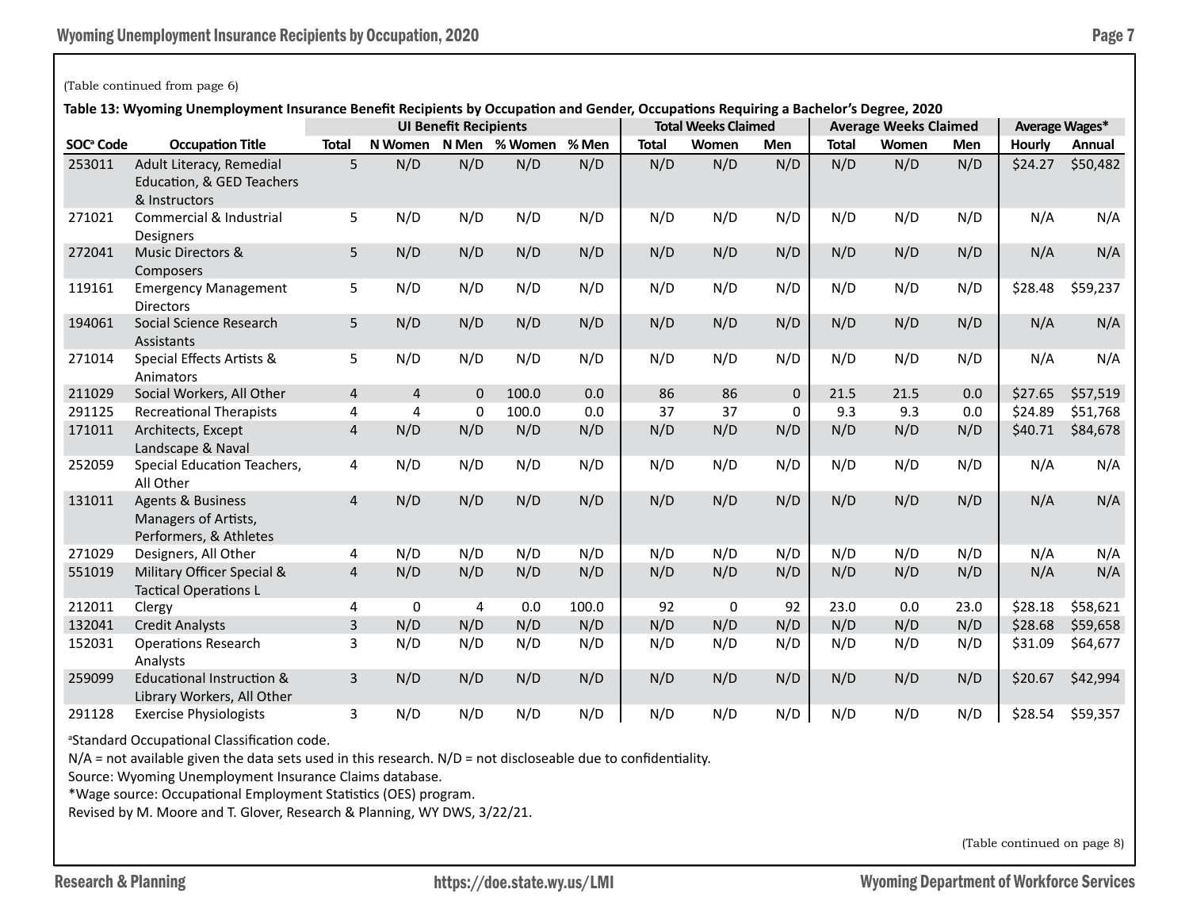(Table continued from page 6)

**Table 13: Wyoming Unemployment Insurance Benefit Recipients by Occupation and Gender, Occupations Requiring a Bachelor's Degree, 2020**

| | | UI Benefit Recipients | | | | | Total Weeks Claimed | | | Average Weeks Claimed | | | Average Wages* | |
|---|---|---|---|---|---|---|---|---|---|---|---|---|---|---|
| SOC[a] Code | Occupation Title | Total | N Women | N Men | % Women | % Men | Total | Women | Men | Total | Women | Men | Hourly | Annual |
| 253011 | Adult Literacy, Remedial Education, & GED Teachers & Instructors | 5 | N/D | N/D | N/D | N/D | N/D | N/D | N/D | N/D | N/D | N/D | $24.27 | $50,482 |
| 271021 | Commercial & Industrial Designers | 5 | N/D | N/D | N/D | N/D | N/D | N/D | N/D | N/D | N/D | N/D | N/A | N/A |
| 272041 | Music Directors & Composers | 5 | N/D | N/D | N/D | N/D | N/D | N/D | N/D | N/D | N/D | N/D | N/A | N/A |
| 119161 | Emergency Management Directors | 5 | N/D | N/D | N/D | N/D | N/D | N/D | N/D | N/D | N/D | N/D | $28.48 | $59,237 |
| 194061 | Social Science Research Assistants | 5 | N/D | N/D | N/D | N/D | N/D | N/D | N/D | N/D | N/D | N/D | N/A | N/A |
| 271014 | Special Effects Artists & Animators | 5 | N/D | N/D | N/D | N/D | N/D | N/D | N/D | N/D | N/D | N/D | N/A | N/A |
| 211029 | Social Workers, All Other | 4 | 4 | 0 | 100.0 | 0.0 | 86 | 86 | 0 | 21.5 | 21.5 | 0.0 | $27.65 | $57,519 |
| 291125 | Recreational Therapists | 4 | 4 | 0 | 100.0 | 0.0 | 37 | 37 | 0 | 9.3 | 9.3 | 0.0 | $24.89 | $51,768 |
| 171011 | Architects, Except Landscape & Naval | 4 | N/D | N/D | N/D | N/D | N/D | N/D | N/D | N/D | N/D | N/D | $40.71 | $84,678 |
| 252059 | Special Education Teachers, All Other | 4 | N/D | N/D | N/D | N/D | N/D | N/D | N/D | N/D | N/D | N/D | N/A | N/A |
| 131011 | Agents & Business Managers of Artists, Performers, & Athletes | 4 | N/D | N/D | N/D | N/D | N/D | N/D | N/D | N/D | N/D | N/D | N/A | N/A |
| 271029 | Designers, All Other | 4 | N/D | N/D | N/D | N/D | N/D | N/D | N/D | N/D | N/D | N/D | N/A | N/A |
| 551019 | Military Officer Special & Tactical Operations L | 4 | N/D | N/D | N/D | N/D | N/D | N/D | N/D | N/D | N/D | N/D | N/A | N/A |
| 212011 | Clergy | 4 | 0 | 4 | 0.0 | 100.0 | 92 | 0 | 92 | 23.0 | 0.0 | 23.0 | $28.18 | $58,621 |
| 132041 | Credit Analysts | 3 | N/D | N/D | N/D | N/D | N/D | N/D | N/D | N/D | N/D | N/D | $28.68 | $59,658 |
| 152031 | Operations Research Analysts | 3 | N/D | N/D | N/D | N/D | N/D | N/D | N/D | N/D | N/D | N/D | $31.09 | $64,677 |
| 259099 | Educational Instruction & Library Workers, All Other | 3 | N/D | N/D | N/D | N/D | N/D | N/D | N/D | N/D | N/D | N/D | $20.67 | $42,994 |
| 291128 | Exercise Physiologists | 3 | N/D | N/D | N/D | N/D | N/D | N/D | N/D | N/D | N/D | N/D | $28.54 | $59,357 |

[a]Standard Occupational Classification code.

N/A = not available given the data sets used in this research. N/D = not discloseable due to confidentiality.

Source: Wyoming Unemployment Insurance Claims database.

*Wage source: Occupational Employment Statistics (OES) program.

Revised by M. Moore and T. Glover, Research & Planning, WY DWS, 3/22/21.

(Table continued on page 8)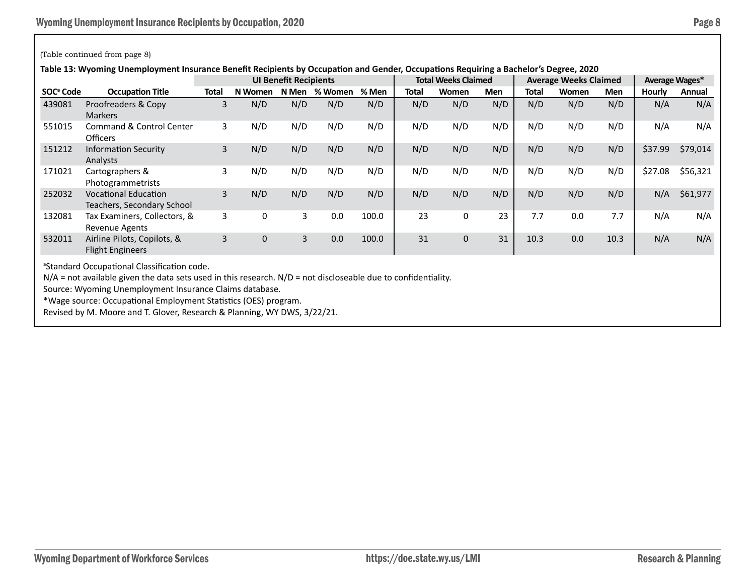(Table continued from page 8)

**Table 13: Wyoming Unemployment Insurance Benefit Recipients by Occupation and Gender, Occupations Requiring a Bachelor's Degree, 2020**

| | | UI Benefit Recipients | | | | | Total Weeks Claimed | | | Average Weeks Claimed | | | Average Wages* | |
|---|---|---|---|---|---|---|---|---|---|---|---|---|---|---|
| SOC[a] Code | Occupation Title | Total | N Women | N Men | % Women | % Men | Total | Women | Men | Total | Women | Men | Hourly | Annual |
| 439081 | Proofreaders & Copy Markers | 3 | N/D | N/D | N/D | N/D | N/D | N/D | N/D | N/D | N/D | N/D | N/A | N/A |
| 551015 | Command & Control Center Officers | 3 | N/D | N/D | N/D | N/D | N/D | N/D | N/D | N/D | N/D | N/D | N/A | N/A |
| 151212 | Information Security Analysts | 3 | N/D | N/D | N/D | N/D | N/D | N/D | N/D | N/D | N/D | N/D | $37.99 | $79,014 |
| 171021 | Cartographers & Photogrammetrists | 3 | N/D | N/D | N/D | N/D | N/D | N/D | N/D | N/D | N/D | N/D | $27.08 | $56,321 |
| 252032 | Vocational Education Teachers, Secondary School | 3 | N/D | N/D | N/D | N/D | N/D | N/D | N/D | N/D | N/D | N/D | N/A | $61,977 |
| 132081 | Tax Examiners, Collectors, & Revenue Agents | 3 | 0 | 3 | 0.0 | 100.0 | 23 | 0 | 23 | 7.7 | 0.0 | 7.7 | N/A | N/A |
| 532011 | Airline Pilots, Copilots, & Flight Engineers | 3 | 0 | 3 | 0.0 | 100.0 | 31 | 0 | 31 | 10.3 | 0.0 | 10.3 | N/A | N/A |

[a]Standard Occupational Classification code.

N/A = not available given the data sets used in this research. N/D = not discloseable due to confidentiality.

Source: Wyoming Unemployment Insurance Claims database.

*Wage source: Occupational Employment Statistics (OES) program.

Revised by M. Moore and T. Glover, Research & Planning, WY DWS, 3/22/21.